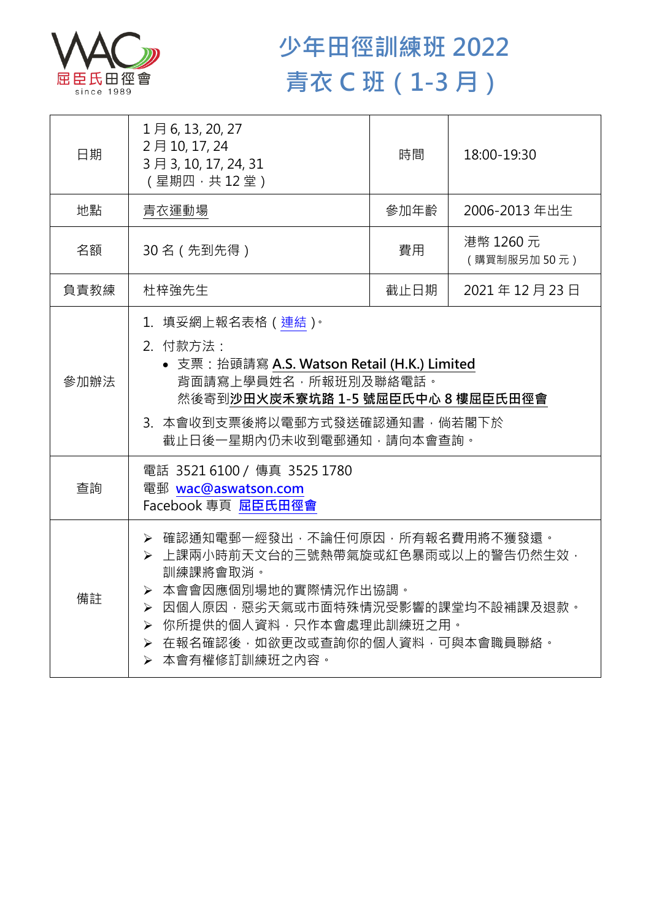屈臣氏田徑會
since 1989

# 少年田徑訓練班 2022
# 青衣 C 班（1-3 月）

| 日期 | 1 月 6, 13, 20, 27<br>2 月 10, 17, 24<br>3 月 3, 10, 17, 24, 31<br>（星期四，共 12 堂） | 時間 | 18:00-19:30 |
|---|---|---|---|
| 地點 | 青衣運動場 | 參加年齡 | 2006-2013 年出生 |
| 名額 | 30 名（先到先得） | 費用 | 港幣 1260 元<br>（購買制服另加 50 元） |
| 負責教練 | 杜梓強先生 | 截止日期 | 2021 年 12 月 23 日 |
| 參加辦法 | 1. 填妥網上報名表格（連結）。<br>2. 付款方法：<br>• 支票：抬頭請寫 **A.S. Watson Retail (H.K.) Limited**<br>背面請寫上學員姓名，所報班別及聯絡電話。<br>然後寄到**沙田火炭禾寮坑路 1-5 號屈臣氏中心 8 樓屈臣氏田徑會**<br>3. 本會收到支票後將以電郵方式發送確認通知書，倘若閣下於截止日後一星期內仍未收到電郵通知，請向本會查詢。 | | |
| 查詢 | 電話 3521 6100 / 傳真 3525 1780<br>電郵 wac@aswatson.com<br>Facebook 專頁 屈臣氏田徑會 | | |
| 備註 | ➢ 確認通知電郵一經發出，不論任何原因，所有報名費用將不獲發還。<br>➢ 上課兩小時前天文台的三號熱帶氣旋或紅色暴雨或以上的警告仍然生效，訓練課將會取消。<br>➢ 本會會因應個別場地的實際情況作出協調。<br>➢ 因個人原因，惡劣天氣或市面特殊情況受影響的課堂均不設補課及退款。<br>➢ 你所提供的個人資料，只作本會處理此訓練班之用。<br>➢ 在報名確認後，如欲更改或查詢你的個人資料，可與本會職員聯絡。<br>➢ 本會有權修訂訓練班之內容。 | | |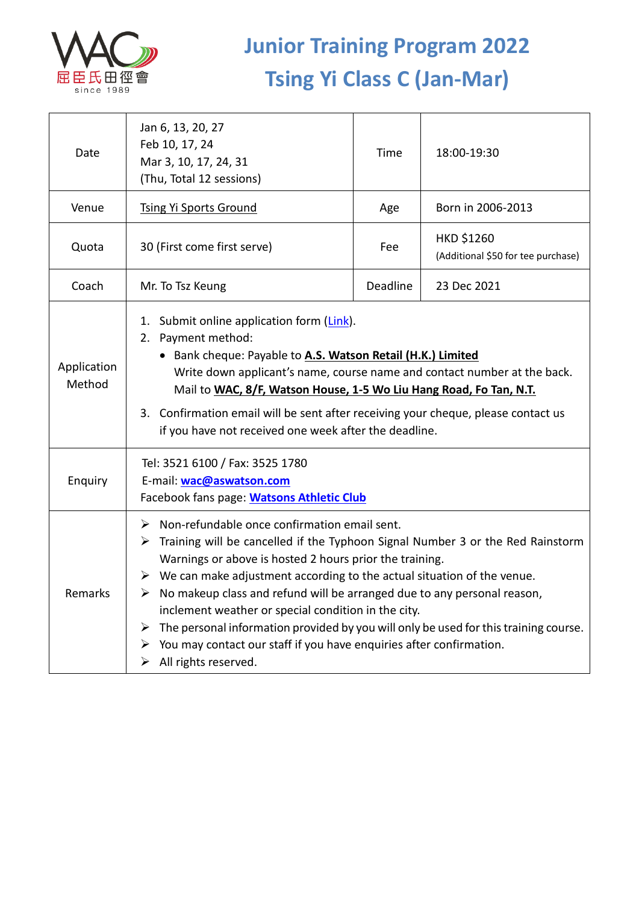# Junior Training Program 2022

# Tsing Yi Class C (Jan-Mar)

| | | | |
|---|---|---|---|
| Date | Jan 6, 13, 20, 27<br>Feb 10, 17, 24<br>Mar 3, 10, 17, 24, 31<br>(Thu, Total 12 sessions) | Time | 18:00-19:30 |
| Venue | Tsing Yi Sports Ground | Age | Born in 2006-2013 |
| Quota | 30 (First come first serve) | Fee | HKD $1260<br>(Additional $50 for tee purchase) |
| Coach | Mr. To Tsz Keung | Deadline | 23 Dec 2021 |
| Application Method | 1. Submit online application form (Link).<br>2. Payment method:<br>• Bank cheque: Payable to **A.S. Watson Retail (H.K.) Limited**<br>Write down applicant's name, course name and contact number at the back.<br>Mail to **WAC, 8/F, Watson House, 1-5 Wo Liu Hang Road, Fo Tan, N.T.**<br>3. Confirmation email will be sent after receiving your cheque, please contact us if you have not received one week after the deadline. | | |
| Enquiry | Tel: 3521 6100 / Fax: 3525 1780<br>E-mail: **wac@aswatson.com**<br>Facebook fans page: **Watsons Athletic Club** | | |
| Remarks | ➢ Non-refundable once confirmation email sent.<br>➢ Training will be cancelled if the Typhoon Signal Number 3 or the Red Rainstorm Warnings or above is hosted 2 hours prior the training.<br>➢ We can make adjustment according to the actual situation of the venue.<br>➢ No makeup class and refund will be arranged due to any personal reason, inclement weather or special condition in the city.<br>➢ The personal information provided by you will only be used for this training course.<br>➢ You may contact our staff if you have enquiries after confirmation.<br>➢ All rights reserved. | | |